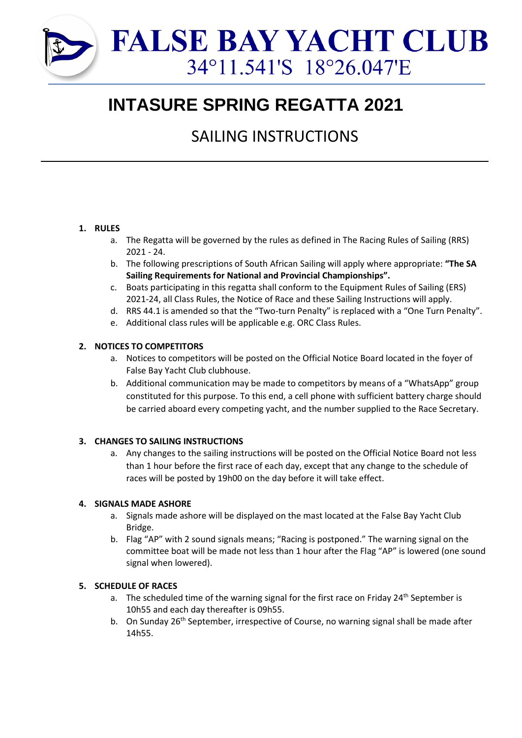# FALSE BAY YACHT CLUB

34°11.541'S 18°26.047'E

# INTASURE SPRING REGATTA 2021

## SAILING INSTRUCTIONS

1. **RULES**
   a. The Regatta will be governed by the rules as defined in The Racing Rules of Sailing (RRS) 2021 - 24.
   b. The following prescriptions of South African Sailing will apply where appropriate: **"The SA Sailing Requirements for National and Provincial Championships".**
   c. Boats participating in this regatta shall conform to the Equipment Rules of Sailing (ERS) 2021-24, all Class Rules, the Notice of Race and these Sailing Instructions will apply.
   d. RRS 44.1 is amended so that the "Two-turn Penalty" is replaced with a "One Turn Penalty".
   e. Additional class rules will be applicable e.g. ORC Class Rules.

2. **NOTICES TO COMPETITORS**
   a. Notices to competitors will be posted on the Official Notice Board located in the foyer of False Bay Yacht Club clubhouse.
   b. Additional communication may be made to competitors by means of a "WhatsApp" group constituted for this purpose. To this end, a cell phone with sufficient battery charge should be carried aboard every competing yacht, and the number supplied to the Race Secretary.

3. **CHANGES TO SAILING INSTRUCTIONS**
   a. Any changes to the sailing instructions will be posted on the Official Notice Board not less than 1 hour before the first race of each day, except that any change to the schedule of races will be posted by 19h00 on the day before it will take effect.

4. **SIGNALS MADE ASHORE**
   a. Signals made ashore will be displayed on the mast located at the False Bay Yacht Club Bridge.
   b. Flag "AP" with 2 sound signals means; "Racing is postponed." The warning signal on the committee boat will be made not less than 1 hour after the Flag "AP" is lowered (one sound signal when lowered).

5. **SCHEDULE OF RACES**
   a. The scheduled time of the warning signal for the first race on Friday 24th September is 10h55 and each day thereafter is 09h55.
   b. On Sunday 26th September, irrespective of Course, no warning signal shall be made after 14h55.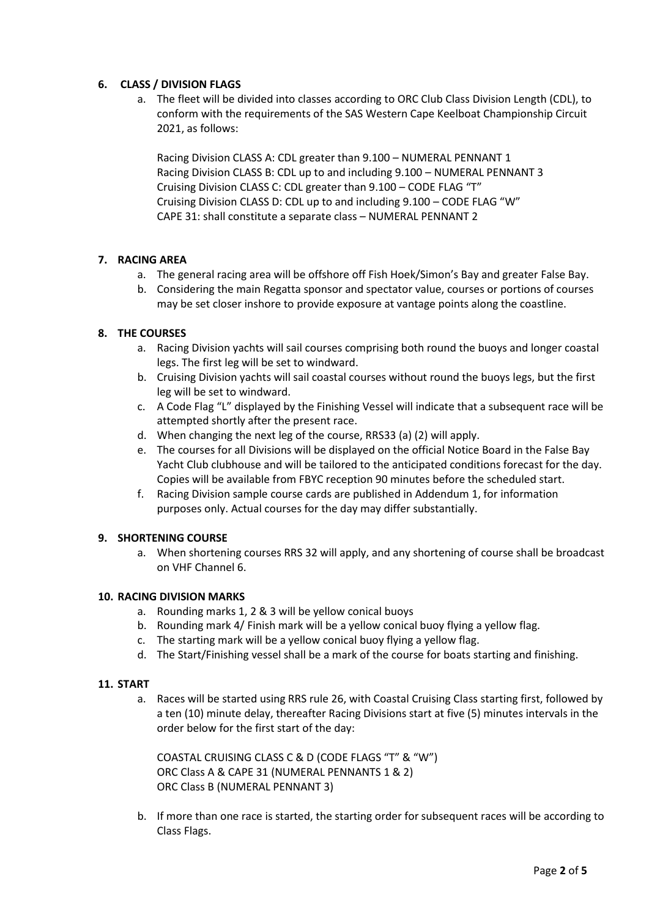## 6. CLASS / DIVISION FLAGS

a. The fleet will be divided into classes according to ORC Club Class Division Length (CDL), to conform with the requirements of the SAS Western Cape Keelboat Championship Circuit 2021, as follows:

   Racing Division CLASS A: CDL greater than 9.100 – NUMERAL PENNANT 1
   Racing Division CLASS B: CDL up to and including 9.100 – NUMERAL PENNANT 3
   Cruising Division CLASS C: CDL greater than 9.100 – CODE FLAG "T"
   Cruising Division CLASS D: CDL up to and including 9.100 – CODE FLAG "W"
   CAPE 31: shall constitute a separate class – NUMERAL PENNANT 2

## 7. RACING AREA

a. The general racing area will be offshore off Fish Hoek/Simon's Bay and greater False Bay.
b. Considering the main Regatta sponsor and spectator value, courses or portions of courses may be set closer inshore to provide exposure at vantage points along the coastline.

## 8. THE COURSES

a. Racing Division yachts will sail courses comprising both round the buoys and longer coastal legs. The first leg will be set to windward.
b. Cruising Division yachts will sail coastal courses without round the buoys legs, but the first leg will be set to windward.
c. A Code Flag "L" displayed by the Finishing Vessel will indicate that a subsequent race will be attempted shortly after the present race.
d. When changing the next leg of the course, RRS33 (a) (2) will apply.
e. The courses for all Divisions will be displayed on the official Notice Board in the False Bay Yacht Club clubhouse and will be tailored to the anticipated conditions forecast for the day. Copies will be available from FBYC reception 90 minutes before the scheduled start.
f. Racing Division sample course cards are published in Addendum 1, for information purposes only. Actual courses for the day may differ substantially.

## 9. SHORTENING COURSE

a. When shortening courses RRS 32 will apply, and any shortening of course shall be broadcast on VHF Channel 6.

## 10. RACING DIVISION MARKS

a. Rounding marks 1, 2 & 3 will be yellow conical buoys
b. Rounding mark 4/ Finish mark will be a yellow conical buoy flying a yellow flag.
c. The starting mark will be a yellow conical buoy flying a yellow flag.
d. The Start/Finishing vessel shall be a mark of the course for boats starting and finishing.

## 11. START

a. Races will be started using RRS rule 26, with Coastal Cruising Class starting first, followed by a ten (10) minute delay, thereafter Racing Divisions start at five (5) minutes intervals in the order below for the first start of the day:

   COASTAL CRUISING CLASS C & D (CODE FLAGS "T" & "W")
   ORC Class A & CAPE 31 (NUMERAL PENNANTS 1 & 2)
   ORC Class B (NUMERAL PENNANT 3)

b. If more than one race is started, the starting order for subsequent races will be according to Class Flags.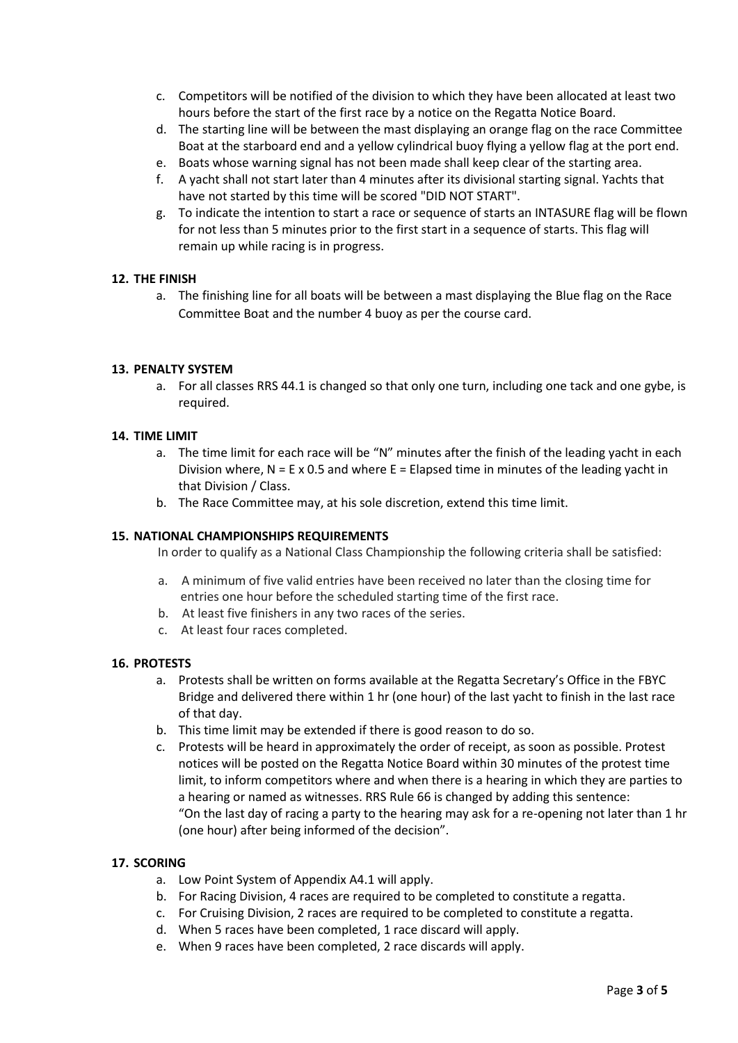c. Competitors will be notified of the division to which they have been allocated at least two hours before the start of the first race by a notice on the Regatta Notice Board.
d. The starting line will be between the mast displaying an orange flag on the race Committee Boat at the starboard end and a yellow cylindrical buoy flying a yellow flag at the port end.
e. Boats whose warning signal has not been made shall keep clear of the starting area.
f. A yacht shall not start later than 4 minutes after its divisional starting signal. Yachts that have not started by this time will be scored "DID NOT START".
g. To indicate the intention to start a race or sequence of starts an INTASURE flag will be flown for not less than 5 minutes prior to the first start in a sequence of starts. This flag will remain up while racing is in progress.

## 12. THE FINISH

a. The finishing line for all boats will be between a mast displaying the Blue flag on the Race Committee Boat and the number 4 buoy as per the course card.

## 13. PENALTY SYSTEM

a. For all classes RRS 44.1 is changed so that only one turn, including one tack and one gybe, is required.

## 14. TIME LIMIT

a. The time limit for each race will be "N" minutes after the finish of the leading yacht in each Division where, N = E x 0.5 and where E = Elapsed time in minutes of the leading yacht in that Division / Class.
b. The Race Committee may, at his sole discretion, extend this time limit.

## 15. NATIONAL CHAMPIONSHIPS REQUIREMENTS

In order to qualify as a National Class Championship the following criteria shall be satisfied:

a. A minimum of five valid entries have been received no later than the closing time for entries one hour before the scheduled starting time of the first race.
b. At least five finishers in any two races of the series.
c. At least four races completed.

## 16. PROTESTS

a. Protests shall be written on forms available at the Regatta Secretary's Office in the FBYC Bridge and delivered there within 1 hr (one hour) of the last yacht to finish in the last race of that day.
b. This time limit may be extended if there is good reason to do so.
c. Protests will be heard in approximately the order of receipt, as soon as possible. Protest notices will be posted on the Regatta Notice Board within 30 minutes of the protest time limit, to inform competitors where and when there is a hearing in which they are parties to a hearing or named as witnesses. RRS Rule 66 is changed by adding this sentence: "On the last day of racing a party to the hearing may ask for a re-opening not later than 1 hr (one hour) after being informed of the decision".

## 17. SCORING

a. Low Point System of Appendix A4.1 will apply.
b. For Racing Division, 4 races are required to be completed to constitute a regatta.
c. For Cruising Division, 2 races are required to be completed to constitute a regatta.
d. When 5 races have been completed, 1 race discard will apply.
e. When 9 races have been completed, 2 race discards will apply.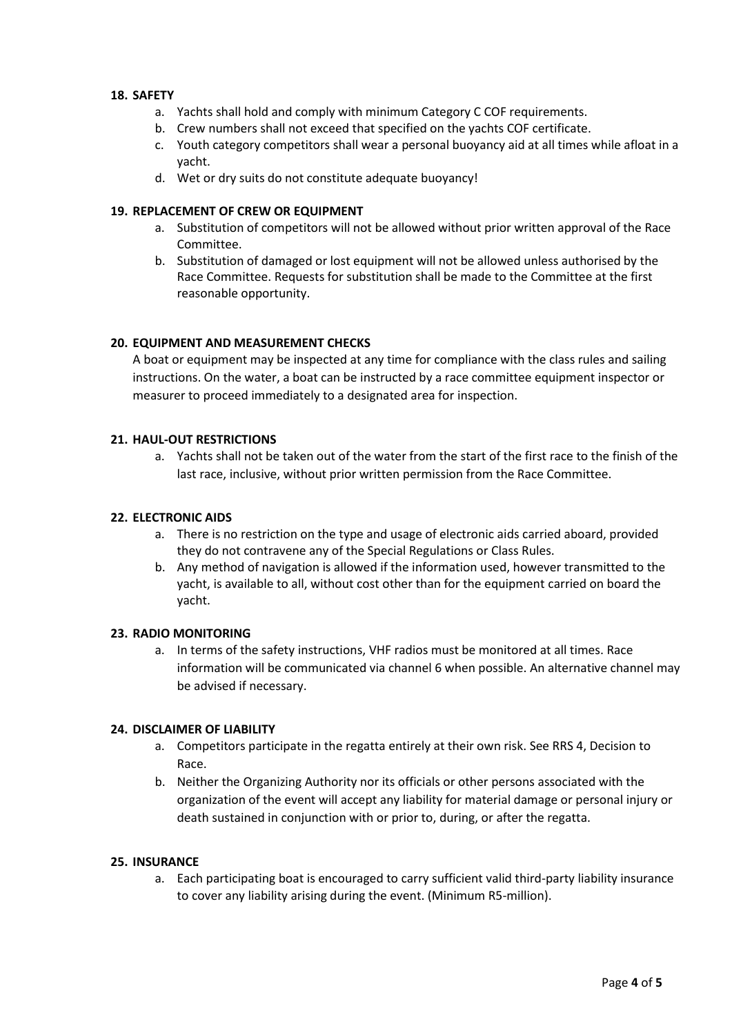## 18. SAFETY

a. Yachts shall hold and comply with minimum Category C COF requirements.
b. Crew numbers shall not exceed that specified on the yachts COF certificate.
c. Youth category competitors shall wear a personal buoyancy aid at all times while afloat in a yacht.
d. Wet or dry suits do not constitute adequate buoyancy!

## 19. REPLACEMENT OF CREW OR EQUIPMENT

a. Substitution of competitors will not be allowed without prior written approval of the Race Committee.
b. Substitution of damaged or lost equipment will not be allowed unless authorised by the Race Committee. Requests for substitution shall be made to the Committee at the first reasonable opportunity.

## 20. EQUIPMENT AND MEASUREMENT CHECKS

A boat or equipment may be inspected at any time for compliance with the class rules and sailing instructions. On the water, a boat can be instructed by a race committee equipment inspector or measurer to proceed immediately to a designated area for inspection.

## 21. HAUL-OUT RESTRICTIONS

a. Yachts shall not be taken out of the water from the start of the first race to the finish of the last race, inclusive, without prior written permission from the Race Committee.

## 22. ELECTRONIC AIDS

a. There is no restriction on the type and usage of electronic aids carried aboard, provided they do not contravene any of the Special Regulations or Class Rules.
b. Any method of navigation is allowed if the information used, however transmitted to the yacht, is available to all, without cost other than for the equipment carried on board the yacht.

## 23. RADIO MONITORING

a. In terms of the safety instructions, VHF radios must be monitored at all times. Race information will be communicated via channel 6 when possible. An alternative channel may be advised if necessary.

## 24. DISCLAIMER OF LIABILITY

a. Competitors participate in the regatta entirely at their own risk. See RRS 4, Decision to Race.
b. Neither the Organizing Authority nor its officials or other persons associated with the organization of the event will accept any liability for material damage or personal injury or death sustained in conjunction with or prior to, during, or after the regatta.

## 25. INSURANCE

a. Each participating boat is encouraged to carry sufficient valid third-party liability insurance to cover any liability arising during the event. (Minimum R5-million).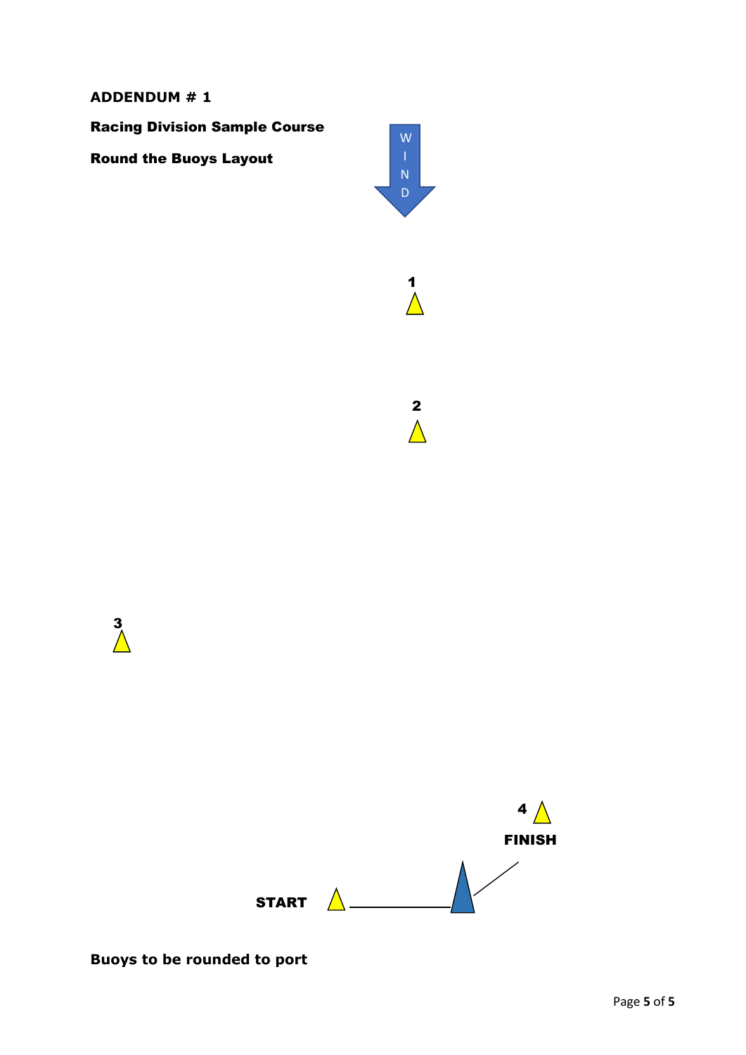**ADDENDUM # 1**

**Racing Division Sample Course**

**Round the Buoys Layout**

WIND

1

2

3

4

**FINISH**

**START**

**Buoys to be rounded to port**